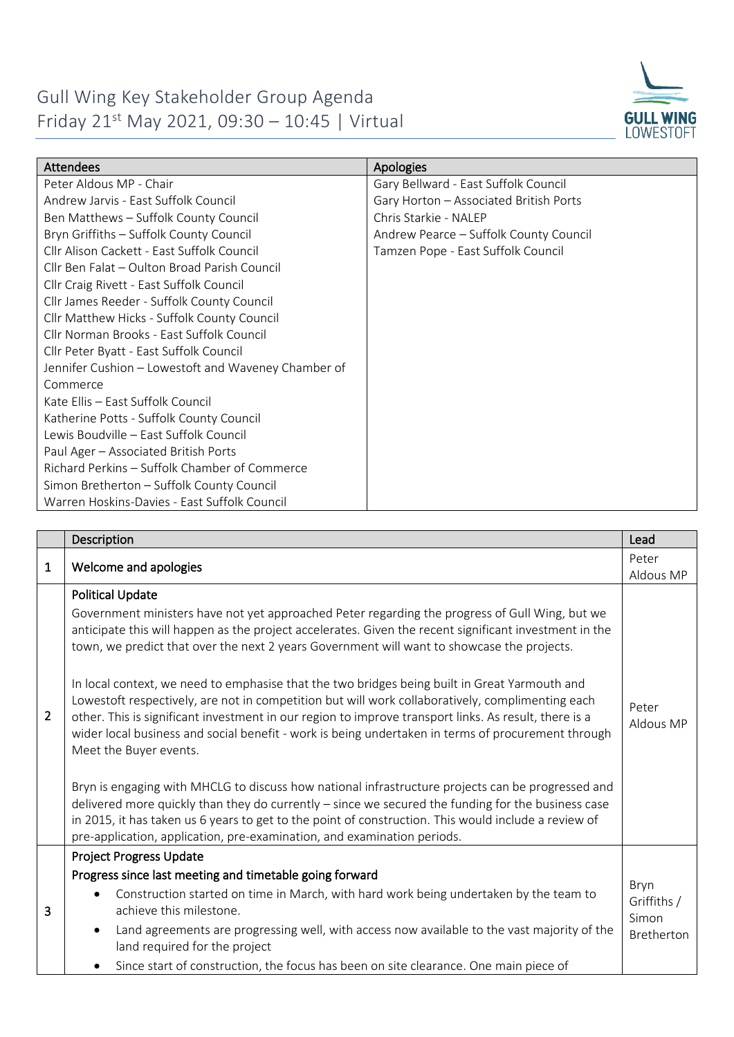# Gull Wing Key Stakeholder Group Agenda
## Friday 21st May 2021, 09:30 – 10:45 | Virtual

| Attendees | Apologies |
|---|---|
| Peter Aldous MP - Chair | Gary Bellward - East Suffolk Council |
| Andrew Jarvis - East Suffolk Council | Gary Horton – Associated British Ports |
| Ben Matthews – Suffolk County Council | Chris Starkie - NALEP |
| Bryn Griffiths – Suffolk County Council | Andrew Pearce – Suffolk County Council |
| Cllr Alison Cackett - East Suffolk Council | Tamzen Pope - East Suffolk Council |
| Cllr Ben Falat – Oulton Broad Parish Council | |
| Cllr Craig Rivett - East Suffolk Council | |
| Cllr James Reeder - Suffolk County Council | |
| Cllr Matthew Hicks - Suffolk County Council | |
| Cllr Norman Brooks - East Suffolk Council | |
| Cllr Peter Byatt - East Suffolk Council | |
| Jennifer Cushion – Lowestoft and Waveney Chamber of Commerce | |
| Kate Ellis – East Suffolk Council | |
| Katherine Potts - Suffolk County Council | |
| Lewis Boudville – East Suffolk Council | |
| Paul Ager – Associated British Ports | |
| Richard Perkins – Suffolk Chamber of Commerce | |
| Simon Bretherton – Suffolk County Council | |
| Warren Hoskins-Davies - East Suffolk Council | |

| | Description | Lead |
|---|---|---|
| 1 | Welcome and apologies | Peter Aldous MP |
| 2 | **Political Update**<br>Government ministers have not yet approached Peter regarding the progress of Gull Wing, but we anticipate this will happen as the project accelerates. Given the recent significant investment in the town, we predict that over the next 2 years Government will want to showcase the projects.<br><br>In local context, we need to emphasise that the two bridges being built in Great Yarmouth and Lowestoft respectively, are not in competition but will work collaboratively, complimenting each other. This is significant investment in our region to improve transport links. As result, there is a wider local business and social benefit - work is being undertaken in terms of procurement through Meet the Buyer events.<br><br>Bryn is engaging with MHCLG to discuss how national infrastructure projects can be progressed and delivered more quickly than they do currently – since we secured the funding for the business case in 2015, it has taken us 6 years to get to the point of construction. This would include a review of pre-application, application, pre-examination, and examination periods. | Peter Aldous MP |
| 3 | **Project Progress Update**<br>**Progress since last meeting and timetable going forward**<br>• Construction started on time in March, with hard work being undertaken by the team to achieve this milestone.<br>• Land agreements are progressing well, with access now available to the vast majority of the land required for the project<br>• Since start of construction, the focus has been on site clearance. One main piece of | Bryn Griffiths / Simon Bretherton |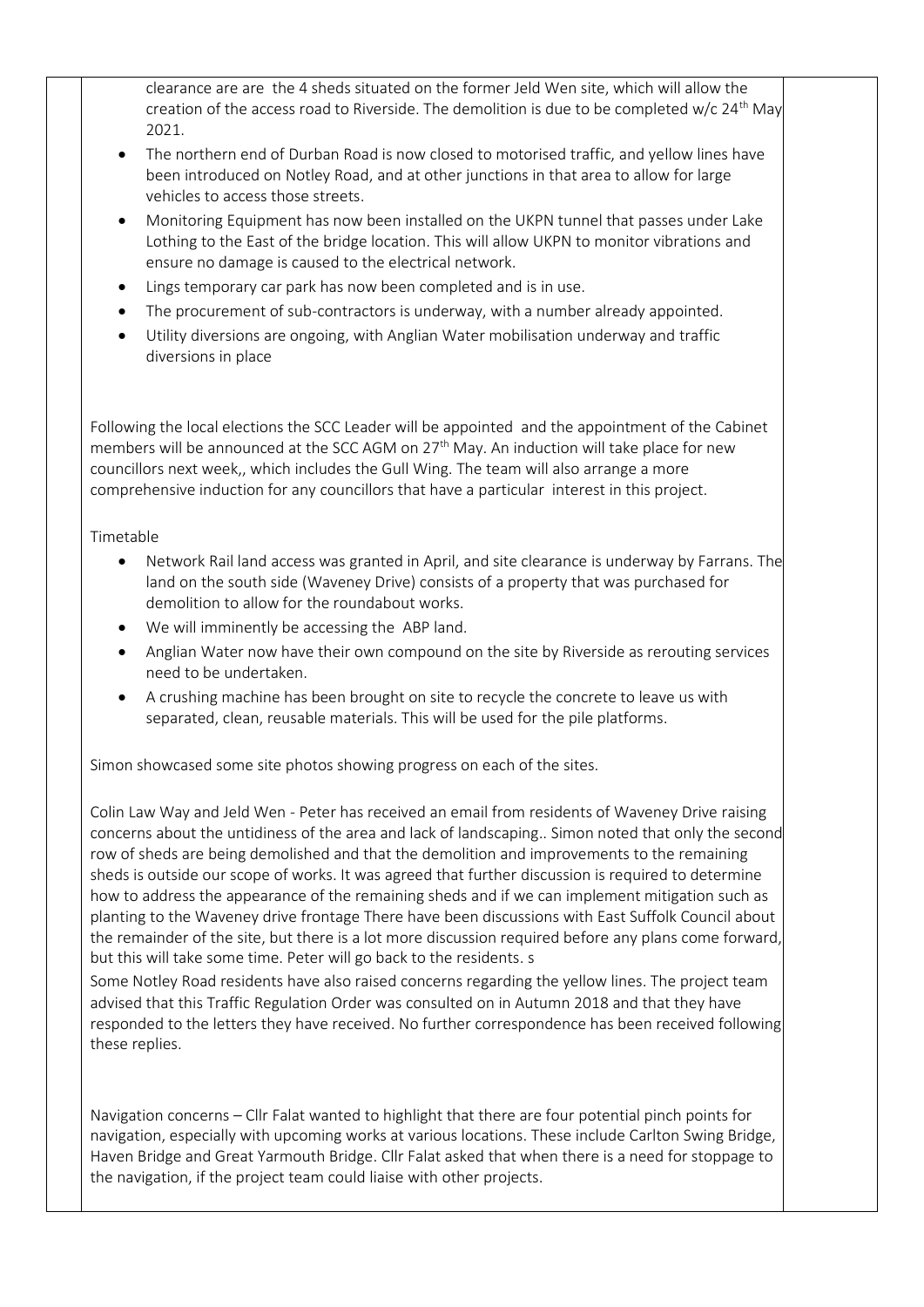clearance are are the 4 sheds situated on the former Jeld Wen site, which will allow the creation of the access road to Riverside. The demolition is due to be completed w/c 24th May 2021.

- The northern end of Durban Road is now closed to motorised traffic, and yellow lines have been introduced on Notley Road, and at other junctions in that area to allow for large vehicles to access those streets.
- Monitoring Equipment has now been installed on the UKPN tunnel that passes under Lake Lothing to the East of the bridge location. This will allow UKPN to monitor vibrations and ensure no damage is caused to the electrical network.
- Lings temporary car park has now been completed and is in use.
- The procurement of sub-contractors is underway, with a number already appointed.
- Utility diversions are ongoing, with Anglian Water mobilisation underway and traffic diversions in place

Following the local elections the SCC Leader will be appointed and the appointment of the Cabinet members will be announced at the SCC AGM on 27th May. An induction will take place for new councillors next week,, which includes the Gull Wing. The team will also arrange a more comprehensive induction for any councillors that have a particular interest in this project.

Timetable

- Network Rail land access was granted in April, and site clearance is underway by Farrans. The land on the south side (Waveney Drive) consists of a property that was purchased for demolition to allow for the roundabout works.
- We will imminently be accessing the ABP land.
- Anglian Water now have their own compound on the site by Riverside as rerouting services need to be undertaken.
- A crushing machine has been brought on site to recycle the concrete to leave us with separated, clean, reusable materials. This will be used for the pile platforms.

Simon showcased some site photos showing progress on each of the sites.

Colin Law Way and Jeld Wen - Peter has received an email from residents of Waveney Drive raising concerns about the untidiness of the area and lack of landscaping.. Simon noted that only the second row of sheds are being demolished and that the demolition and improvements to the remaining sheds is outside our scope of works. It was agreed that further discussion is required to determine how to address the appearance of the remaining sheds and if we can implement mitigation such as planting to the Waveney drive frontage There have been discussions with East Suffolk Council about the remainder of the site, but there is a lot more discussion required before any plans come forward, but this will take some time. Peter will go back to the residents. s

Some Notley Road residents have also raised concerns regarding the yellow lines. The project team advised that this Traffic Regulation Order was consulted on in Autumn 2018 and that they have responded to the letters they have received. No further correspondence has been received following these replies.

Navigation concerns – Cllr Falat wanted to highlight that there are four potential pinch points for navigation, especially with upcoming works at various locations. These include Carlton Swing Bridge, Haven Bridge and Great Yarmouth Bridge. Cllr Falat asked that when there is a need for stoppage to the navigation, if the project team could liaise with other projects.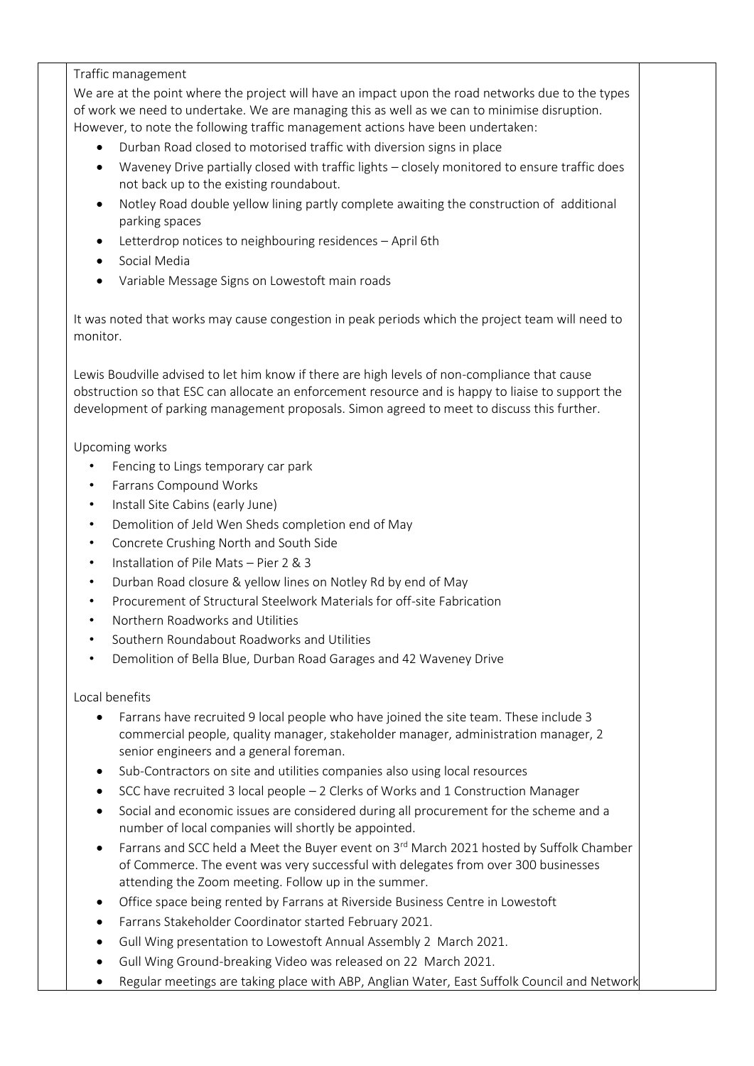Traffic management

We are at the point where the project will have an impact upon the road networks due to the types of work we need to undertake. We are managing this as well as we can to minimise disruption. However, to note the following traffic management actions have been undertaken:

- Durban Road closed to motorised traffic with diversion signs in place
- Waveney Drive partially closed with traffic lights – closely monitored to ensure traffic does not back up to the existing roundabout.
- Notley Road double yellow lining partly complete awaiting the construction of additional parking spaces
- Letterdrop notices to neighbouring residences – April 6th
- Social Media
- Variable Message Signs on Lowestoft main roads

It was noted that works may cause congestion in peak periods which the project team will need to monitor.

Lewis Boudville advised to let him know if there are high levels of non-compliance that cause obstruction so that ESC can allocate an enforcement resource and is happy to liaise to support the development of parking management proposals. Simon agreed to meet to discuss this further.

Upcoming works

- Fencing to Lings temporary car park
- Farrans Compound Works
- Install Site Cabins (early June)
- Demolition of Jeld Wen Sheds completion end of May
- Concrete Crushing North and South Side
- Installation of Pile Mats – Pier 2 & 3
- Durban Road closure & yellow lines on Notley Rd by end of May
- Procurement of Structural Steelwork Materials for off-site Fabrication
- Northern Roadworks and Utilities
- Southern Roundabout Roadworks and Utilities
- Demolition of Bella Blue, Durban Road Garages and 42 Waveney Drive

Local benefits

- Farrans have recruited 9 local people who have joined the site team. These include 3 commercial people, quality manager, stakeholder manager, administration manager, 2 senior engineers and a general foreman.
- Sub-Contractors on site and utilities companies also using local resources
- SCC have recruited 3 local people – 2 Clerks of Works and 1 Construction Manager
- Social and economic issues are considered during all procurement for the scheme and a number of local companies will shortly be appointed.
- Farrans and SCC held a Meet the Buyer event on 3rd March 2021 hosted by Suffolk Chamber of Commerce. The event was very successful with delegates from over 300 businesses attending the Zoom meeting. Follow up in the summer.
- Office space being rented by Farrans at Riverside Business Centre in Lowestoft
- Farrans Stakeholder Coordinator started February 2021.
- Gull Wing presentation to Lowestoft Annual Assembly 2 March 2021.
- Gull Wing Ground-breaking Video was released on 22 March 2021.
- Regular meetings are taking place with ABP, Anglian Water, East Suffolk Council and Network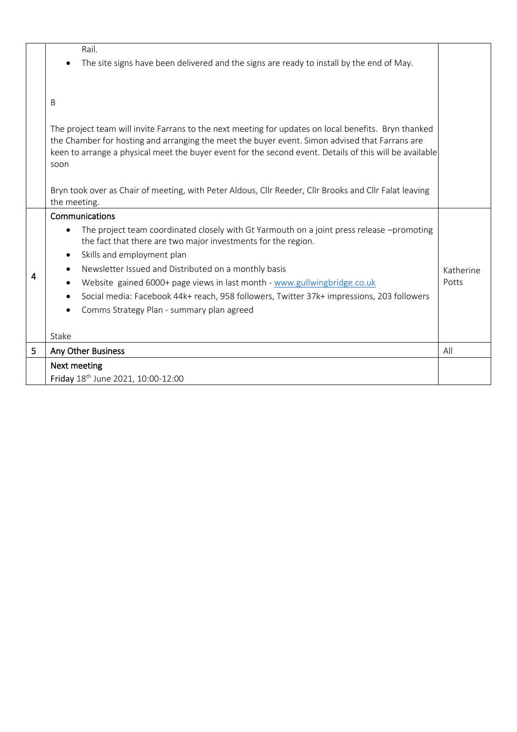| | | |
|---|---|---|
| | Rail.<br>• The site signs have been delivered and the signs are ready to install by the end of May.<br><br>B<br><br>The project team will invite Farrans to the next meeting for updates on local benefits. Bryn thanked the Chamber for hosting and arranging the meet the buyer event. Simon advised that Farrans are keen to arrange a physical meet the buyer event for the second event. Details of this will be available soon<br><br>Bryn took over as Chair of meeting, with Peter Aldous, Cllr Reeder, Cllr Brooks and Cllr Falat leaving the meeting. | |
| 4 | **Communications**<br>• The project team coordinated closely with Gt Yarmouth on a joint press release –promoting the fact that there are two major investments for the region.<br>• Skills and employment plan<br>• Newsletter Issued and Distributed on a monthly basis<br>• Website gained 6000+ page views in last month - www.gullwingbridge.co.uk<br>• Social media: Facebook 44k+ reach, 958 followers, Twitter 37k+ impressions, 203 followers<br>• Comms Strategy Plan - summary plan agreed<br><br>Stake | Katherine Potts |
| 5 | **Any Other Business** | All |
| | **Next meeting**<br>Friday 18th June 2021, 10:00-12:00 | |